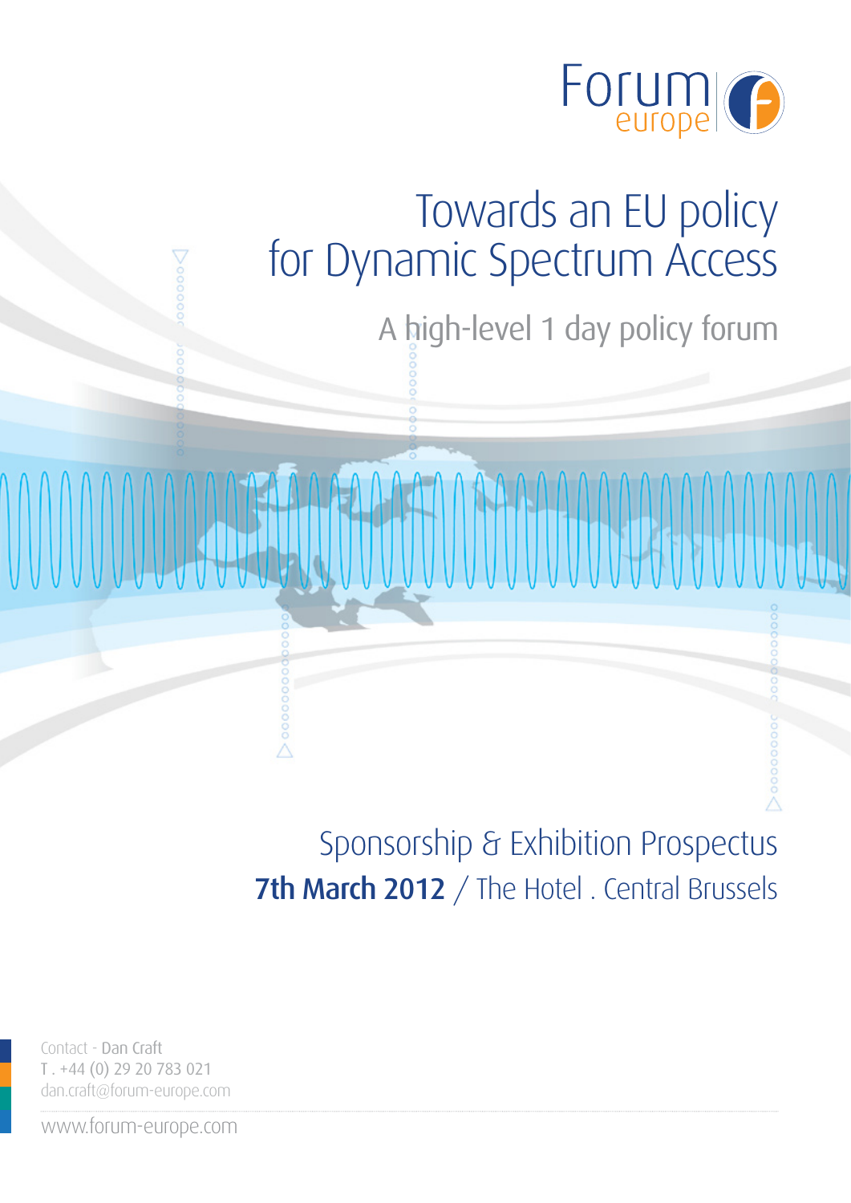Forum europe

# Towards an EU policy for Dynamic Spectrum Access

## A high-level 1 day policy forum

Sponsorship & Exhibition Prospectus

**7th March 2012** / The Hotel . Central Brussels

Contact - Dan Craft
T . +44 (0) 29 20 783 021
dan.craft@forum-europe.com

www.forum-europe.com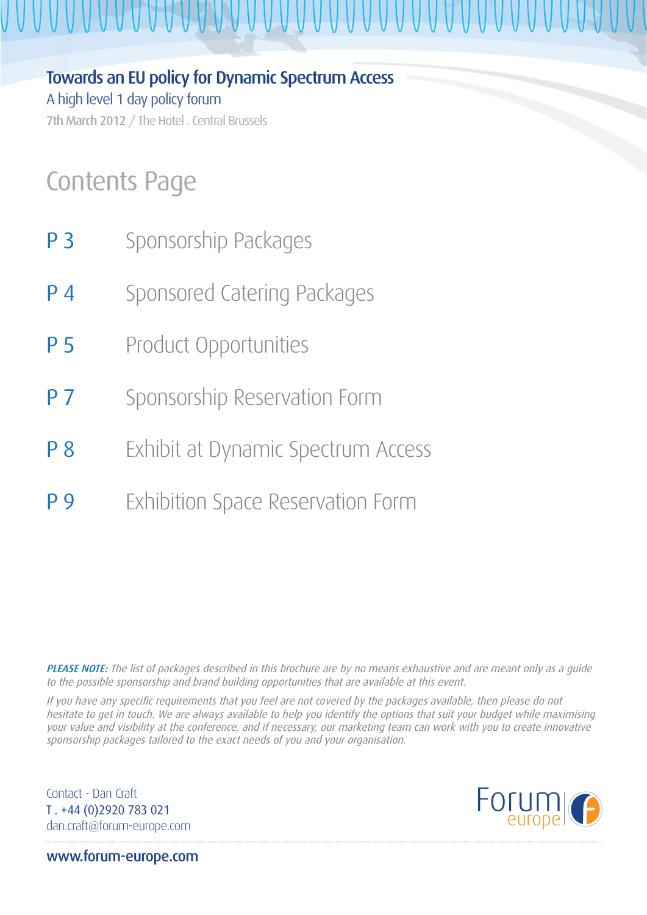# Towards an EU policy for Dynamic Spectrum Access

A high level 1 day policy forum

7th March 2012 / The Hotel . Central Brussels

## Contents Page

| | |
|---|---|
| P 3 | Sponsorship Packages |
| P 4 | Sponsored Catering Packages |
| P 5 | Product Opportunities |
| P 7 | Sponsorship Reservation Form |
| P 8 | Exhibit at Dynamic Spectrum Access |
| P 9 | Exhibition Space Reservation Form |

***PLEASE NOTE:*** *The list of packages described in this brochure are by no means exhaustive and are meant only as a guide to the possible sponsorship and brand building opportunities that are available at this event.*

*If you have any specific requirements that you feel are not covered by the packages available, then please do not hesitate to get in touch. We are always available to help you identify the options that suit your budget while maximising your value and visibility at the conference, and if necessary, our marketing team can work with you to create innovative sponsorship packages tailored to the exact needs of you and your organisation.*

Contact - Dan Craft
T . +44 (0)2920 783 021
dan.craft@forum-europe.com

Forum europe

www.forum-europe.com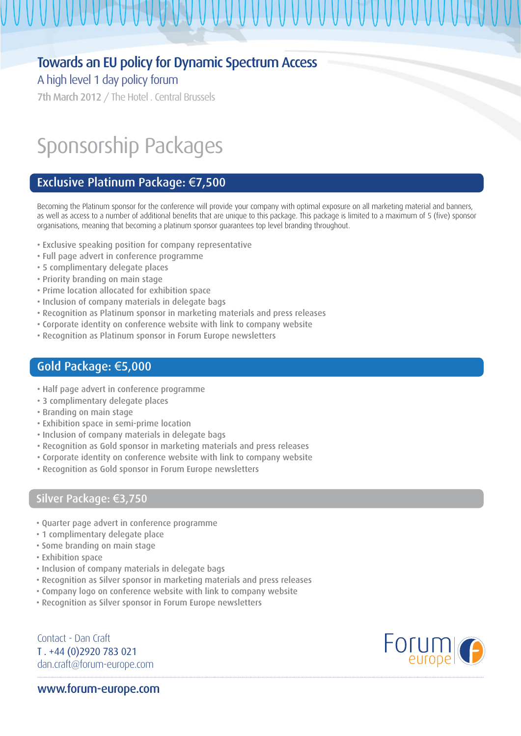# Towards an EU policy for Dynamic Spectrum Access

A high level 1 day policy forum

7th March 2012 / The Hotel . Central Brussels

# Sponsorship Packages

## Exclusive Platinum Package: €7,500

Becoming the Platinum sponsor for the conference will provide your company with optimal exposure on all marketing material and banners, as well as access to a number of additional benefits that are unique to this package. This package is limited to a maximum of 5 (five) sponsor organisations, meaning that becoming a platinum sponsor guarantees top level branding throughout.

- Exclusive speaking position for company representative
- Full page advert in conference programme
- 5 complimentary delegate places
- Priority branding on main stage
- Prime location allocated for exhibition space
- Inclusion of company materials in delegate bags
- Recognition as Platinum sponsor in marketing materials and press releases
- Corporate identity on conference website with link to company website
- Recognition as Platinum sponsor in Forum Europe newsletters

## Gold Package: €5,000

- Half page advert in conference programme
- 3 complimentary delegate places
- Branding on main stage
- Exhibition space in semi-prime location
- Inclusion of company materials in delegate bags
- Recognition as Gold sponsor in marketing materials and press releases
- Corporate identity on conference website with link to company website
- Recognition as Gold sponsor in Forum Europe newsletters

## Silver Package: €3,750

- Quarter page advert in conference programme
- 1 complimentary delegate place
- Some branding on main stage
- Exhibition space
- Inclusion of company materials in delegate bags
- Recognition as Silver sponsor in marketing materials and press releases
- Company logo on conference website with link to company website
- Recognition as Silver sponsor in Forum Europe newsletters

Contact - Dan Craft
T . +44 (0)2920 783 021
dan.craft@forum-europe.com

Forum europe

www.forum-europe.com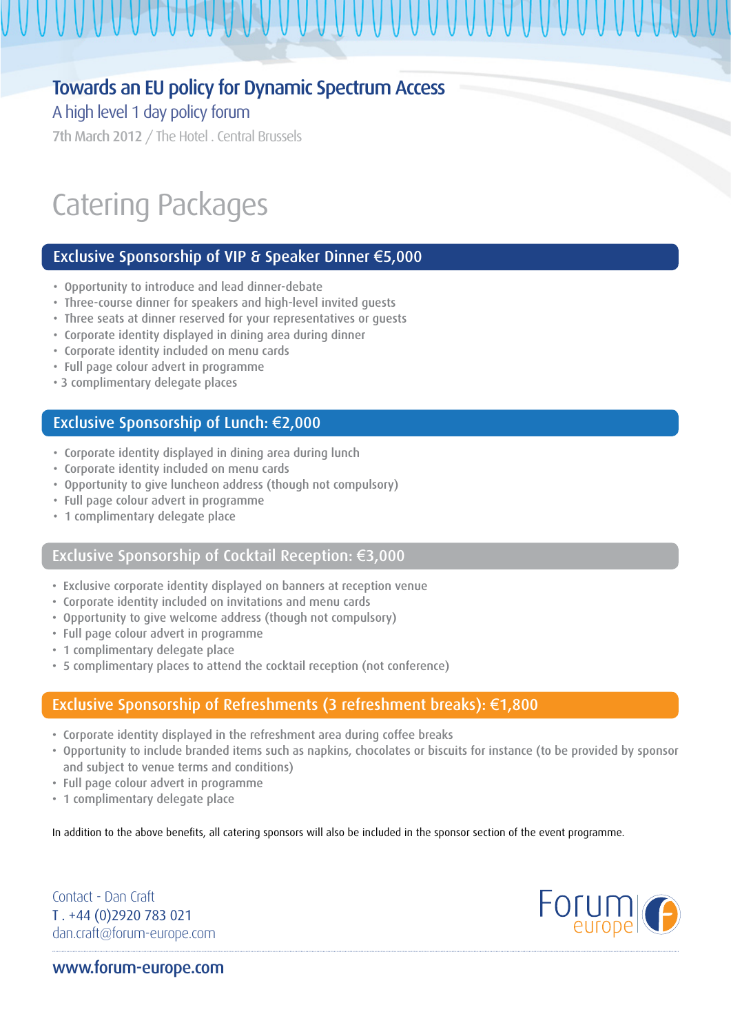# Towards an EU policy for Dynamic Spectrum Access

A high level 1 day policy forum

7th March 2012 / The Hotel . Central Brussels

## Catering Packages

### Exclusive Sponsorship of VIP & Speaker Dinner €5,000

- Opportunity to introduce and lead dinner-debate
- Three-course dinner for speakers and high-level invited guests
- Three seats at dinner reserved for your representatives or guests
- Corporate identity displayed in dining area during dinner
- Corporate identity included on menu cards
- Full page colour advert in programme
- 3 complimentary delegate places

### Exclusive Sponsorship of Lunch: €2,000

- Corporate identity displayed in dining area during lunch
- Corporate identity included on menu cards
- Opportunity to give luncheon address (though not compulsory)
- Full page colour advert in programme
- 1 complimentary delegate place

### Exclusive Sponsorship of Cocktail Reception: €3,000

- Exclusive corporate identity displayed on banners at reception venue
- Corporate identity included on invitations and menu cards
- Opportunity to give welcome address (though not compulsory)
- Full page colour advert in programme
- 1 complimentary delegate place
- 5 complimentary places to attend the cocktail reception (not conference)

### Exclusive Sponsorship of Refreshments (3 refreshment breaks): €1,800

- Corporate identity displayed in the refreshment area during coffee breaks
- Opportunity to include branded items such as napkins, chocolates or biscuits for instance (to be provided by sponsor and subject to venue terms and conditions)
- Full page colour advert in programme
- 1 complimentary delegate place

In addition to the above benefits, all catering sponsors will also be included in the sponsor section of the event programme.

Contact - Dan Craft
T . +44 (0)2920 783 021
dan.craft@forum-europe.com

Forum europe

www.forum-europe.com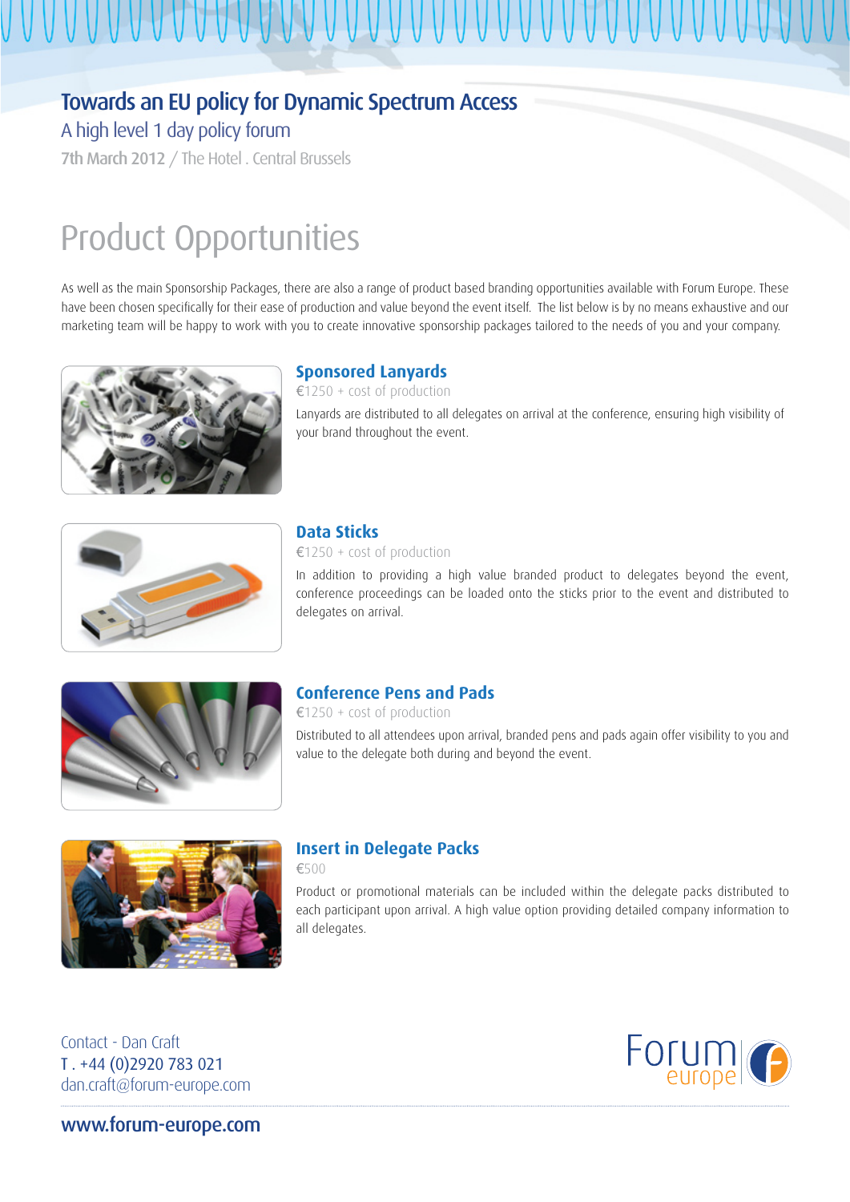# Towards an EU policy for Dynamic Spectrum Access

A high level 1 day policy forum

7th March 2012 / The Hotel . Central Brussels

## Product Opportunities

As well as the main Sponsorship Packages, there are also a range of product based branding opportunities available with Forum Europe. These have been chosen specifically for their ease of production and value beyond the event itself. The list below is by no means exhaustive and our marketing team will be happy to work with you to create innovative sponsorship packages tailored to the needs of you and your company.

### Sponsored Lanyards

€1250 + cost of production

Lanyards are distributed to all delegates on arrival at the conference, ensuring high visibility of your brand throughout the event.

### Data Sticks

€1250 + cost of production

In addition to providing a high value branded product to delegates beyond the event, conference proceedings can be loaded onto the sticks prior to the event and distributed to delegates on arrival.

### Conference Pens and Pads

€1250 + cost of production

Distributed to all attendees upon arrival, branded pens and pads again offer visibility to you and value to the delegate both during and beyond the event.

### Insert in Delegate Packs

€500

Product or promotional materials can be included within the delegate packs distributed to each participant upon arrival. A high value option providing detailed company information to all delegates.

Contact - Dan Craft
T . +44 (0)2920 783 021
dan.craft@forum-europe.com

Forum europe

www.forum-europe.com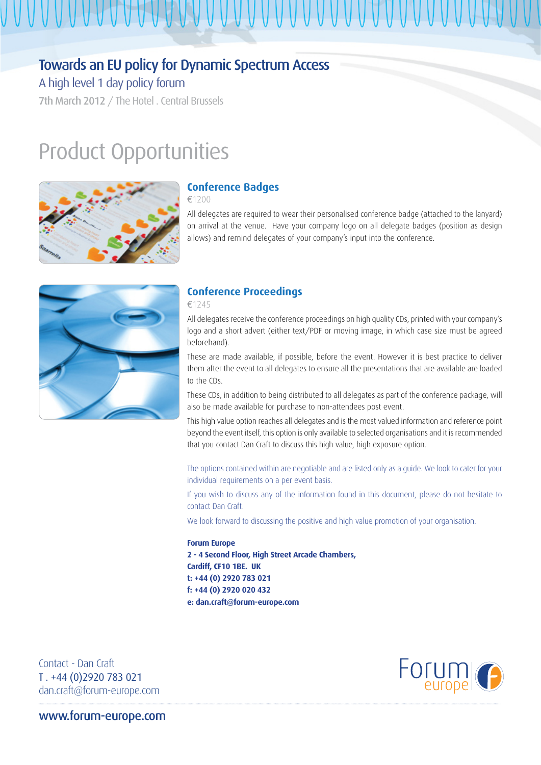# Towards an EU policy for Dynamic Spectrum Access

A high level 1 day policy forum

7th March 2012 / The Hotel . Central Brussels

## Product Opportunities

### Conference Badges

€1200

All delegates are required to wear their personalised conference badge (attached to the lanyard) on arrival at the venue. Have your company logo on all delegate badges (position as design allows) and remind delegates of your company's input into the conference.

### Conference Proceedings

€1245

All delegates receive the conference proceedings on high quality CDs, printed with your company's logo and a short advert (either text/PDF or moving image, in which case size must be agreed beforehand).

These are made available, if possible, before the event. However it is best practice to deliver them after the event to all delegates to ensure all the presentations that are available are loaded to the CDs.

These CDs, in addition to being distributed to all delegates as part of the conference package, will also be made available for purchase to non-attendees post event.

This high value option reaches all delegates and is the most valued information and reference point beyond the event itself, this option is only available to selected organisations and it is recommended that you contact Dan Craft to discuss this high value, high exposure option.

The options contained within are negotiable and are listed only as a guide. We look to cater for your individual requirements on a per event basis.

If you wish to discuss any of the information found in this document, please do not hesitate to contact Dan Craft.

We look forward to discussing the positive and high value promotion of your organisation.

**Forum Europe**
**2 - 4 Second Floor, High Street Arcade Chambers,**
**Cardiff, CF10 1BE. UK**
**t: +44 (0) 2920 783 021**
**f: +44 (0) 2920 020 432**
**e: dan.craft@forum-europe.com**

Contact - Dan Craft
T . +44 (0)2920 783 021
dan.craft@forum-europe.com

Forum europe

www.forum-europe.com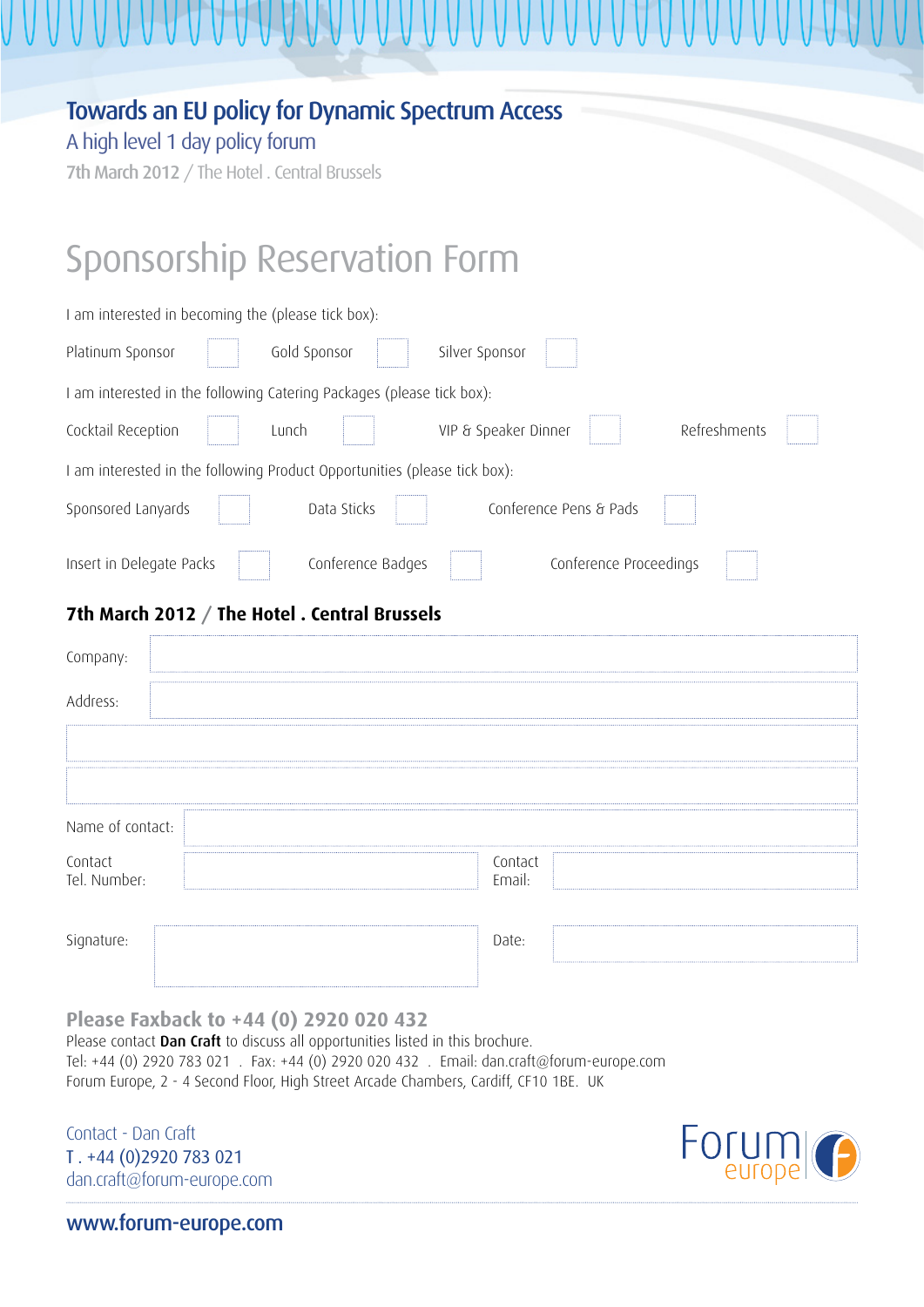# Towards an EU policy for Dynamic Spectrum Access

A high level 1 day policy forum

7th March 2012 / The Hotel . Central Brussels

## Sponsorship Reservation Form

I am interested in becoming the (please tick box):

Platinum Sponsor ☐ Gold Sponsor ☐ Silver Sponsor ☐

I am interested in the following Catering Packages (please tick box):

Cocktail Reception ☐ Lunch ☐ VIP & Speaker Dinner ☐ Refreshments ☐

I am interested in the following Product Opportunities (please tick box):

Sponsored Lanyards ☐ Data Sticks ☐ Conference Pens & Pads ☐

Insert in Delegate Packs ☐ Conference Badges ☐ Conference Proceedings ☐

### 7th March 2012 / The Hotel . Central Brussels

Company:

Address:

Name of contact:

Contact Tel. Number:

Contact Email:

Signature:

Date:

### Please Faxback to +44 (0) 2920 020 432

Please contact **Dan Craft** to discuss all opportunities listed in this brochure.
Tel: +44 (0) 2920 783 021 . Fax: +44 (0) 2920 020 432 . Email: dan.craft@forum-europe.com
Forum Europe, 2 - 4 Second Floor, High Street Arcade Chambers, Cardiff, CF10 1BE. UK

Contact - Dan Craft
T . +44 (0)2920 783 021
dan.craft@forum-europe.com

Forum europe

www.forum-europe.com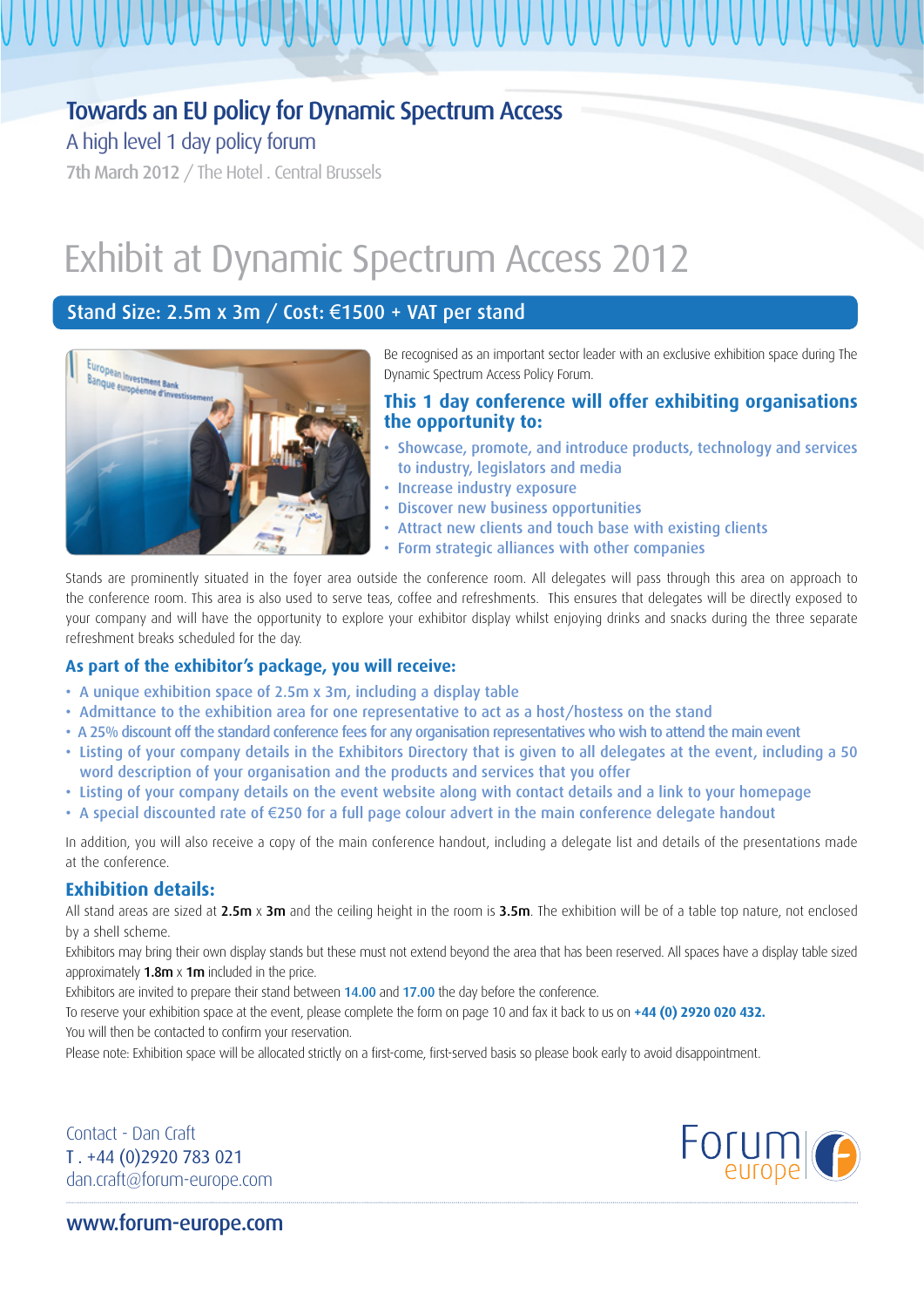# Towards an EU policy for Dynamic Spectrum Access

A high level 1 day policy forum

7th March 2012 / The Hotel . Central Brussels

# Exhibit at Dynamic Spectrum Access 2012

## Stand Size: 2.5m x 3m / Cost: €1500 + VAT per stand

Be recognised as an important sector leader with an exclusive exhibition space during The Dynamic Spectrum Access Policy Forum.

### This 1 day conference will offer exhibiting organisations the opportunity to:

- Showcase, promote, and introduce products, technology and services to industry, legislators and media
- Increase industry exposure
- Discover new business opportunities
- Attract new clients and touch base with existing clients
- Form strategic alliances with other companies

Stands are prominently situated in the foyer area outside the conference room. All delegates will pass through this area on approach to the conference room. This area is also used to serve teas, coffee and refreshments. This ensures that delegates will be directly exposed to your company and will have the opportunity to explore your exhibitor display whilst enjoying drinks and snacks during the three separate refreshment breaks scheduled for the day.

### As part of the exhibitor's package, you will receive:

- A unique exhibition space of 2.5m x 3m, including a display table
- Admittance to the exhibition area for one representative to act as a host/hostess on the stand
- A 25% discount off the standard conference fees for any organisation representatives who wish to attend the main event
- Listing of your company details in the Exhibitors Directory that is given to all delegates at the event, including a 50 word description of your organisation and the products and services that you offer
- Listing of your company details on the event website along with contact details and a link to your homepage
- A special discounted rate of €250 for a full page colour advert in the main conference delegate handout

In addition, you will also receive a copy of the main conference handout, including a delegate list and details of the presentations made at the conference.

### Exhibition details:

All stand areas are sized at **2.5m** x **3m** and the ceiling height in the room is **3.5m**. The exhibition will be of a table top nature, not enclosed by a shell scheme.

Exhibitors may bring their own display stands but these must not extend beyond the area that has been reserved. All spaces have a display table sized approximately **1.8m** x **1m** included in the price.

Exhibitors are invited to prepare their stand between 14.00 and 17.00 the day before the conference.

To reserve your exhibition space at the event, please complete the form on page 10 and fax it back to us on **+44 (0) 2920 020 432.**

You will then be contacted to confirm your reservation.

Please note: Exhibition space will be allocated strictly on a first-come, first-served basis so please book early to avoid disappointment.

Contact - Dan Craft
T . +44 (0)2920 783 021
dan.craft@forum-europe.com

Forum europe

www.forum-europe.com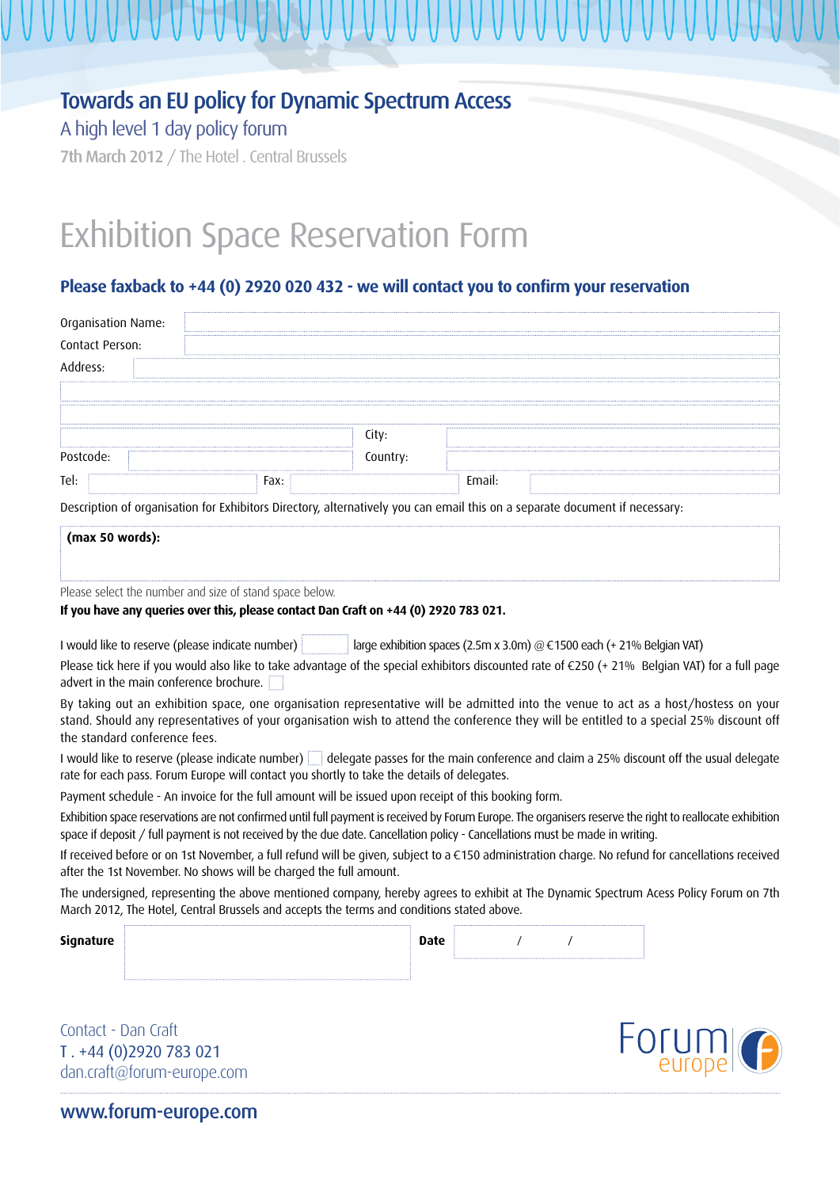# Towards an EU policy for Dynamic Spectrum Access

A high level 1 day policy forum

7th March 2012 / The Hotel . Central Brussels

# Exhibition Space Reservation Form

## Please faxback to +44 (0) 2920 020 432 - we will contact you to confirm your reservation

Organisation Name:

Contact Person:

Address:

City:

Postcode:

Country:

Tel:

Fax:

Email:

Description of organisation for Exhibitors Directory, alternatively you can email this on a separate document if necessary:

**(max 50 words):**

Please select the number and size of stand space below.

**If you have any queries over this, please contact Dan Craft on +44 (0) 2920 783 021.**

I would like to reserve (please indicate number) ☐ large exhibition spaces (2.5m x 3.0m) @ €1500 each (+ 21% Belgian VAT)

Please tick here if you would also like to take advantage of the special exhibitors discounted rate of €250 (+ 21% Belgian VAT) for a full page advert in the main conference brochure. ☐

By taking out an exhibition space, one organisation representative will be admitted into the venue to act as a host/hostess on your stand. Should any representatives of your organisation wish to attend the conference they will be entitled to a special 25% discount off the standard conference fees.

I would like to reserve (please indicate number) ☐ delegate passes for the main conference and claim a 25% discount off the usual delegate rate for each pass. Forum Europe will contact you shortly to take the details of delegates.

Payment schedule - An invoice for the full amount will be issued upon receipt of this booking form.

Exhibition space reservations are not confirmed until full payment is received by Forum Europe. The organisers reserve the right to reallocate exhibition space if deposit / full payment is not received by the due date. Cancellation policy - Cancellations must be made in writing.

If received before or on 1st November, a full refund will be given, subject to a €150 administration charge. No refund for cancellations received after the 1st November. No shows will be charged the full amount.

The undersigned, representing the above mentioned company, hereby agrees to exhibit at The Dynamic Spectrum Acess Policy Forum on 7th March 2012, The Hotel, Central Brussels and accepts the terms and conditions stated above.

**Signature**

**Date** / /

Contact - Dan Craft

T . +44 (0)2920 783 021

dan.craft@forum-europe.com

Forum europe

www.forum-europe.com